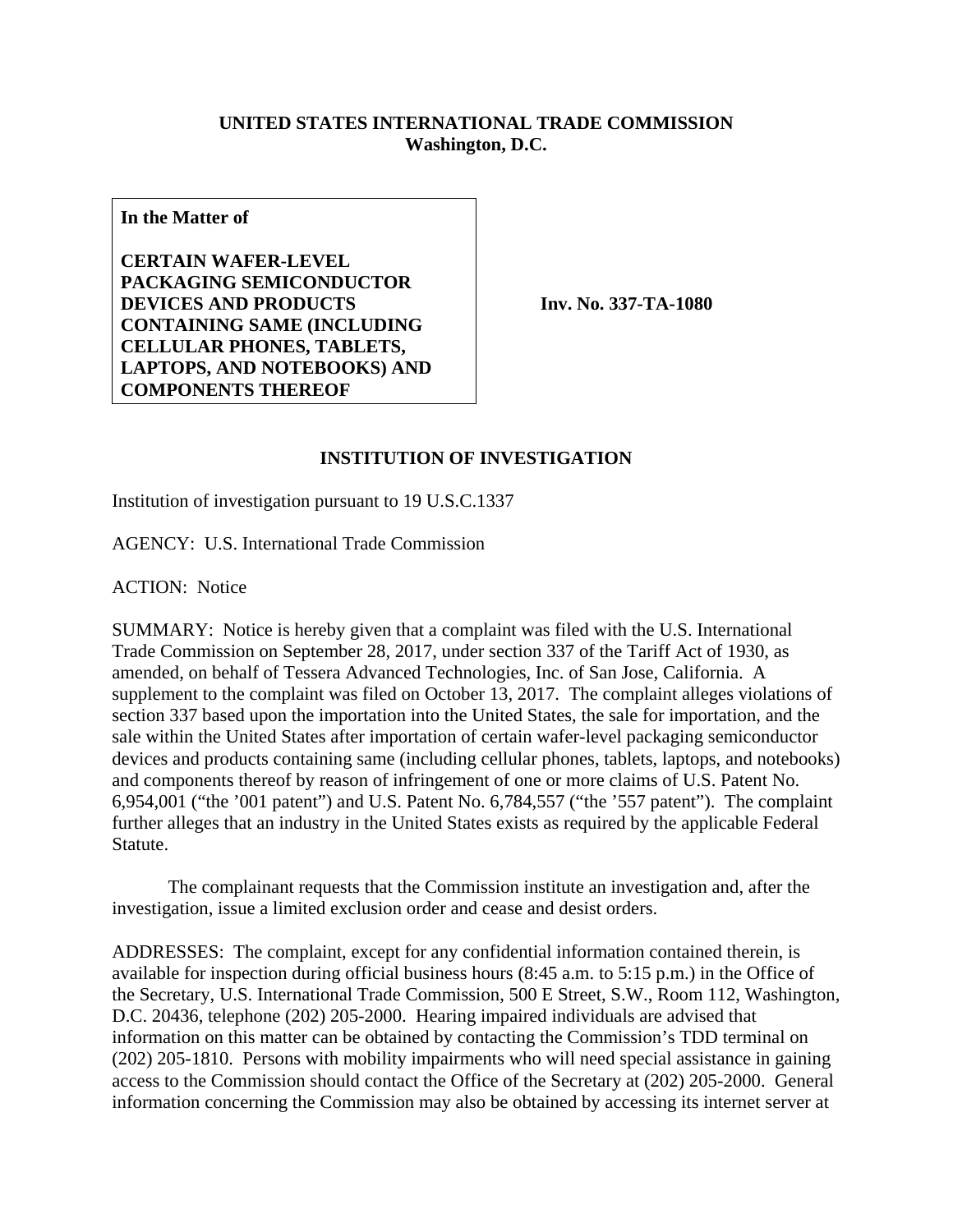**UNITED STATES INTERNATIONAL TRADE COMMISSION**
**Washington, D.C.**

| **In the Matter of**<br><br>**CERTAIN WAFER-LEVEL PACKAGING SEMICONDUCTOR DEVICES AND PRODUCTS CONTAINING SAME (INCLUDING CELLULAR PHONES, TABLETS, LAPTOPS, AND NOTEBOOKS) AND COMPONENTS THEREOF** | **Inv. No. 337-TA-1080** |
|---|---|

## INSTITUTION OF INVESTIGATION

Institution of investigation pursuant to 19 U.S.C.1337

AGENCY: U.S. International Trade Commission

ACTION: Notice

SUMMARY: Notice is hereby given that a complaint was filed with the U.S. International Trade Commission on September 28, 2017, under section 337 of the Tariff Act of 1930, as amended, on behalf of Tessera Advanced Technologies, Inc. of San Jose, California. A supplement to the complaint was filed on October 13, 2017. The complaint alleges violations of section 337 based upon the importation into the United States, the sale for importation, and the sale within the United States after importation of certain wafer-level packaging semiconductor devices and products containing same (including cellular phones, tablets, laptops, and notebooks) and components thereof by reason of infringement of one or more claims of U.S. Patent No. 6,954,001 ("the '001 patent") and U.S. Patent No. 6,784,557 ("the '557 patent"). The complaint further alleges that an industry in the United States exists as required by the applicable Federal Statute.

The complainant requests that the Commission institute an investigation and, after the investigation, issue a limited exclusion order and cease and desist orders.

ADDRESSES: The complaint, except for any confidential information contained therein, is available for inspection during official business hours (8:45 a.m. to 5:15 p.m.) in the Office of the Secretary, U.S. International Trade Commission, 500 E Street, S.W., Room 112, Washington, D.C. 20436, telephone (202) 205-2000. Hearing impaired individuals are advised that information on this matter can be obtained by contacting the Commission's TDD terminal on (202) 205-1810. Persons with mobility impairments who will need special assistance in gaining access to the Commission should contact the Office of the Secretary at (202) 205-2000. General information concerning the Commission may also be obtained by accessing its internet server at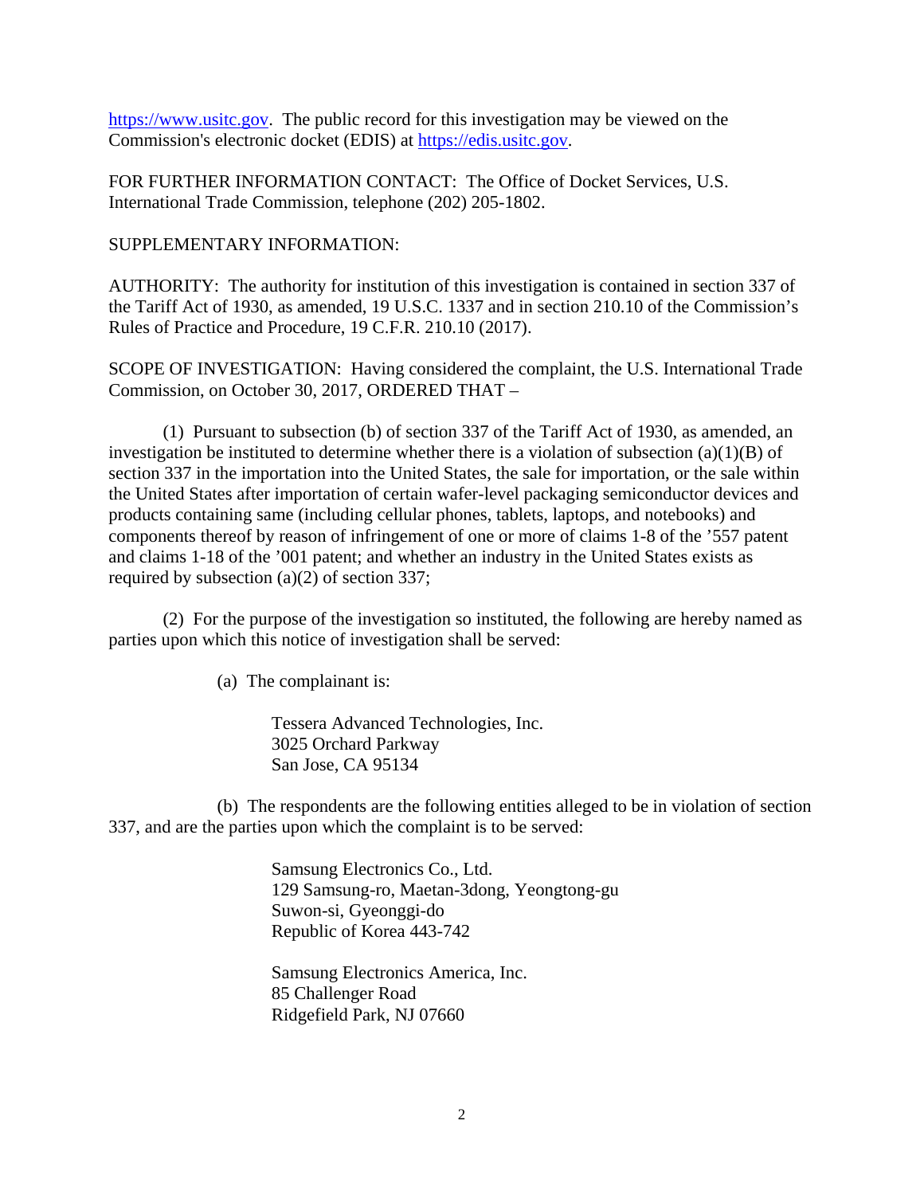https://www.usitc.gov. The public record for this investigation may be viewed on the Commission's electronic docket (EDIS) at https://edis.usitc.gov.

FOR FURTHER INFORMATION CONTACT: The Office of Docket Services, U.S. International Trade Commission, telephone (202) 205-1802.

SUPPLEMENTARY INFORMATION:

AUTHORITY: The authority for institution of this investigation is contained in section 337 of the Tariff Act of 1930, as amended, 19 U.S.C. 1337 and in section 210.10 of the Commission's Rules of Practice and Procedure, 19 C.F.R. 210.10 (2017).

SCOPE OF INVESTIGATION: Having considered the complaint, the U.S. International Trade Commission, on October 30, 2017, ORDERED THAT –

(1) Pursuant to subsection (b) of section 337 of the Tariff Act of 1930, as amended, an investigation be instituted to determine whether there is a violation of subsection (a)(1)(B) of section 337 in the importation into the United States, the sale for importation, or the sale within the United States after importation of certain wafer-level packaging semiconductor devices and products containing same (including cellular phones, tablets, laptops, and notebooks) and components thereof by reason of infringement of one or more of claims 1-8 of the '557 patent and claims 1-18 of the '001 patent; and whether an industry in the United States exists as required by subsection (a)(2) of section 337;

(2) For the purpose of the investigation so instituted, the following are hereby named as parties upon which this notice of investigation shall be served:

(a) The complainant is:

Tessera Advanced Technologies, Inc.
3025 Orchard Parkway
San Jose, CA 95134

(b) The respondents are the following entities alleged to be in violation of section 337, and are the parties upon which the complaint is to be served:

Samsung Electronics Co., Ltd.
129 Samsung-ro, Maetan-3dong, Yeongtong-gu
Suwon-si, Gyeonggi-do
Republic of Korea 443-742

Samsung Electronics America, Inc.
85 Challenger Road
Ridgefield Park, NJ 07660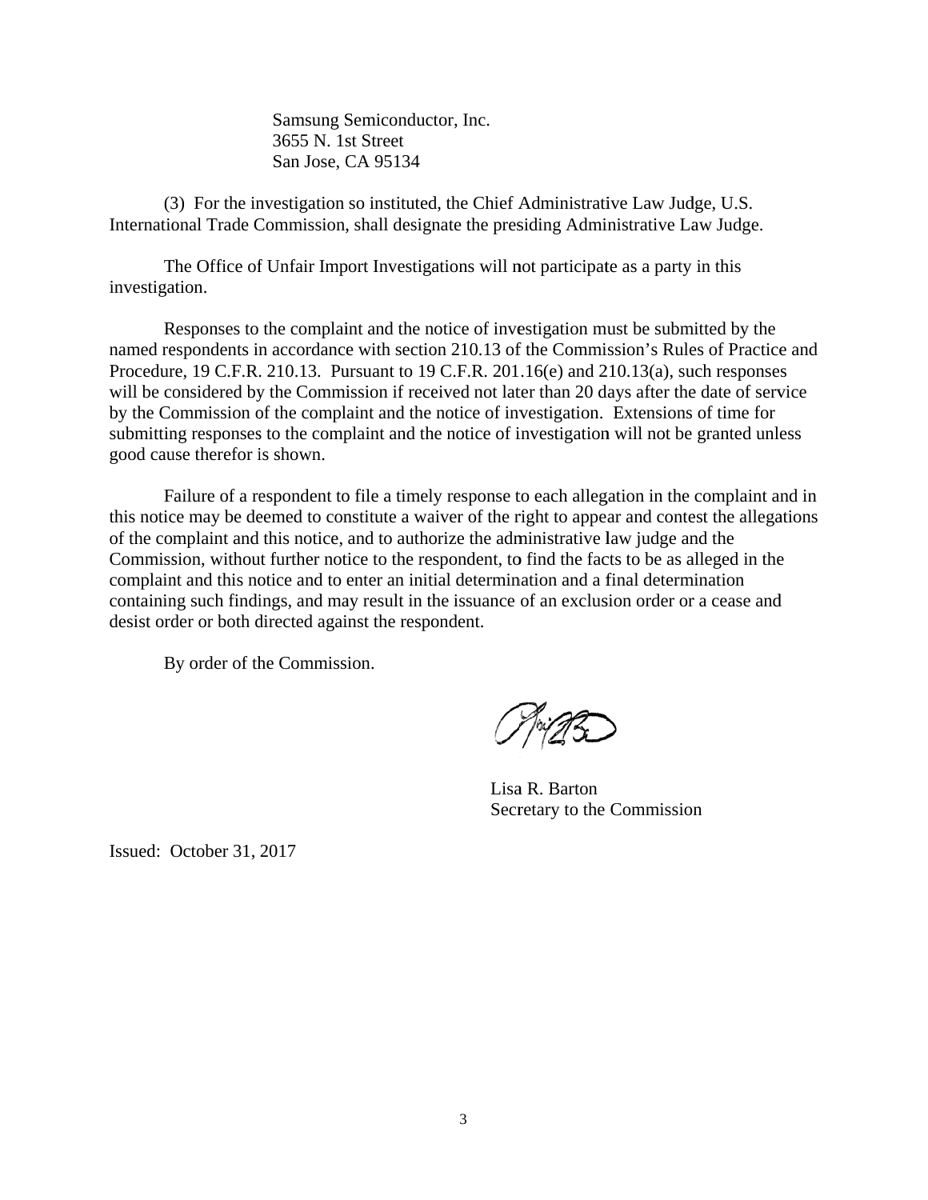Samsung Semiconductor, Inc.
3655 N. 1st Street
San Jose, CA 95134

(3) For the investigation so instituted, the Chief Administrative Law Judge, U.S. International Trade Commission, shall designate the presiding Administrative Law Judge.

The Office of Unfair Import Investigations will not participate as a party in this investigation.

Responses to the complaint and the notice of investigation must be submitted by the named respondents in accordance with section 210.13 of the Commission's Rules of Practice and Procedure, 19 C.F.R. 210.13. Pursuant to 19 C.F.R. 201.16(e) and 210.13(a), such responses will be considered by the Commission if received not later than 20 days after the date of service by the Commission of the complaint and the notice of investigation. Extensions of time for submitting responses to the complaint and the notice of investigation will not be granted unless good cause therefor is shown.

Failure of a respondent to file a timely response to each allegation in the complaint and in this notice may be deemed to constitute a waiver of the right to appear and contest the allegations of the complaint and this notice, and to authorize the administrative law judge and the Commission, without further notice to the respondent, to find the facts to be as alleged in the complaint and this notice and to enter an initial determination and a final determination containing such findings, and may result in the issuance of an exclusion order or a cease and desist order or both directed against the respondent.

By order of the Commission.

Lisa R. Barton
Secretary to the Commission

Issued: October 31, 2017